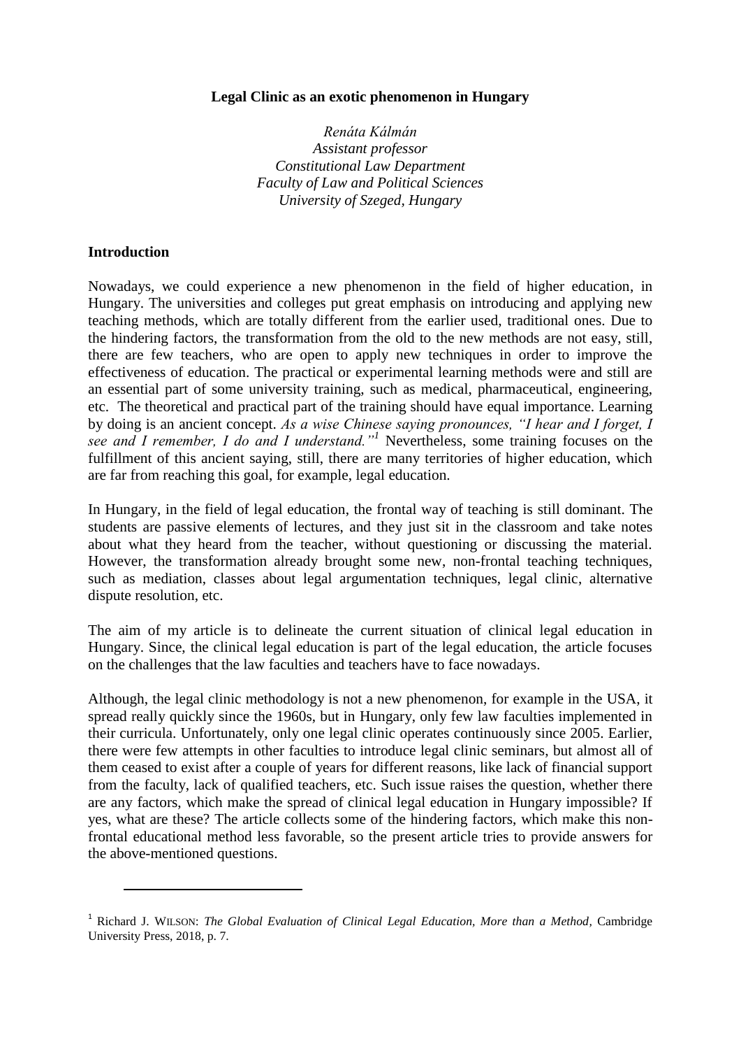**Legal Clinic as an exotic phenomenon in Hungary**

*Renáta Kálmán*
*Assistant professor*
*Constitutional Law Department*
*Faculty of Law and Political Sciences*
*University of Szeged, Hungary*

## Introduction

Nowadays, we could experience a new phenomenon in the field of higher education, in Hungary. The universities and colleges put great emphasis on introducing and applying new teaching methods, which are totally different from the earlier used, traditional ones. Due to the hindering factors, the transformation from the old to the new methods are not easy, still, there are few teachers, who are open to apply new techniques in order to improve the effectiveness of education. The practical or experimental learning methods were and still are an essential part of some university training, such as medical, pharmaceutical, engineering, etc. The theoretical and practical part of the training should have equal importance. Learning by doing is an ancient concept. *As a wise Chinese saying pronounces, "I hear and I forget, I see and I remember, I do and I understand."*[1] Nevertheless, some training focuses on the fulfillment of this ancient saying, still, there are many territories of higher education, which are far from reaching this goal, for example, legal education.

In Hungary, in the field of legal education, the frontal way of teaching is still dominant. The students are passive elements of lectures, and they just sit in the classroom and take notes about what they heard from the teacher, without questioning or discussing the material. However, the transformation already brought some new, non-frontal teaching techniques, such as mediation, classes about legal argumentation techniques, legal clinic, alternative dispute resolution, etc.

The aim of my article is to delineate the current situation of clinical legal education in Hungary. Since, the clinical legal education is part of the legal education, the article focuses on the challenges that the law faculties and teachers have to face nowadays.

Although, the legal clinic methodology is not a new phenomenon, for example in the USA, it spread really quickly since the 1960s, but in Hungary, only few law faculties implemented in their curricula. Unfortunately, only one legal clinic operates continuously since 2005. Earlier, there were few attempts in other faculties to introduce legal clinic seminars, but almost all of them ceased to exist after a couple of years for different reasons, like lack of financial support from the faculty, lack of qualified teachers, etc. Such issue raises the question, whether there are any factors, which make the spread of clinical legal education in Hungary impossible? If yes, what are these? The article collects some of the hindering factors, which make this non-frontal educational method less favorable, so the present article tries to provide answers for the above-mentioned questions.

---

[1] Richard J. WILSON: *The Global Evaluation of Clinical Legal Education, More than a Method,* Cambridge University Press, 2018, p. 7.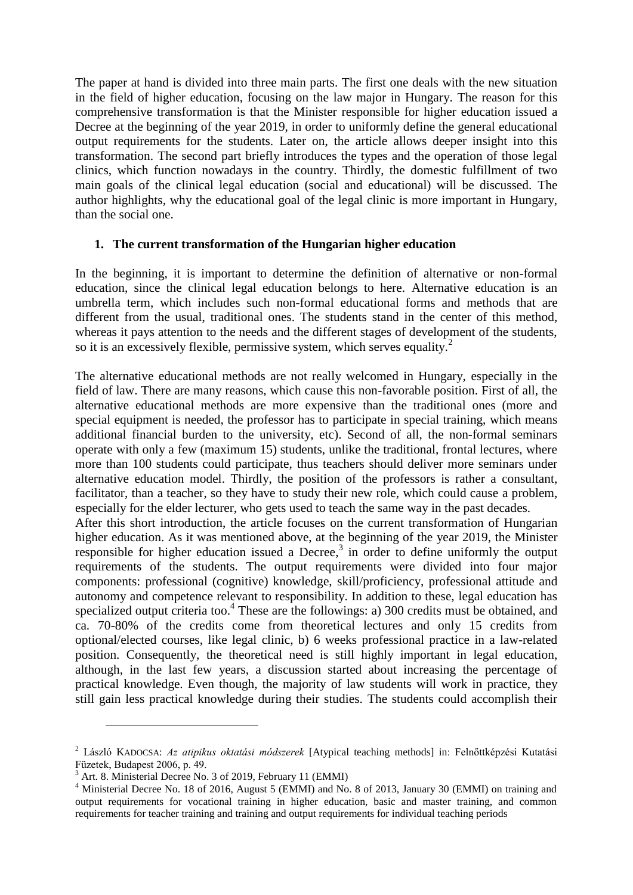The paper at hand is divided into three main parts. The first one deals with the new situation in the field of higher education, focusing on the law major in Hungary. The reason for this comprehensive transformation is that the Minister responsible for higher education issued a Decree at the beginning of the year 2019, in order to uniformly define the general educational output requirements for the students. Later on, the article allows deeper insight into this transformation. The second part briefly introduces the types and the operation of those legal clinics, which function nowadays in the country. Thirdly, the domestic fulfillment of two main goals of the clinical legal education (social and educational) will be discussed. The author highlights, why the educational goal of the legal clinic is more important in Hungary, than the social one.

## 1. The current transformation of the Hungarian higher education

In the beginning, it is important to determine the definition of alternative or non-formal education, since the clinical legal education belongs to here. Alternative education is an umbrella term, which includes such non-formal educational forms and methods that are different from the usual, traditional ones. The students stand in the center of this method, whereas it pays attention to the needs and the different stages of development of the students, so it is an excessively flexible, permissive system, which serves equality.[2]

The alternative educational methods are not really welcomed in Hungary, especially in the field of law. There are many reasons, which cause this non-favorable position. First of all, the alternative educational methods are more expensive than the traditional ones (more and special equipment is needed, the professor has to participate in special training, which means additional financial burden to the university, etc). Second of all, the non-formal seminars operate with only a few (maximum 15) students, unlike the traditional, frontal lectures, where more than 100 students could participate, thus teachers should deliver more seminars under alternative education model. Thirdly, the position of the professors is rather a consultant, facilitator, than a teacher, so they have to study their new role, which could cause a problem, especially for the elder lecturer, who gets used to teach the same way in the past decades.

After this short introduction, the article focuses on the current transformation of Hungarian higher education. As it was mentioned above, at the beginning of the year 2019, the Minister responsible for higher education issued a Decree,[3] in order to define uniformly the output requirements of the students. The output requirements were divided into four major components: professional (cognitive) knowledge, skill/proficiency, professional attitude and autonomy and competence relevant to responsibility. In addition to these, legal education has specialized output criteria too.[4] These are the followings: a) 300 credits must be obtained, and ca. 70-80% of the credits come from theoretical lectures and only 15 credits from optional/elected courses, like legal clinic, b) 6 weeks professional practice in a law-related position. Consequently, the theoretical need is still highly important in legal education, although, in the last few years, a discussion started about increasing the percentage of practical knowledge. Even though, the majority of law students will work in practice, they still gain less practical knowledge during their studies. The students could accomplish their

---

[2] László KADOCSA: *Az atipikus oktatási módszerek* [Atypical teaching methods] in: Felnőttképzési Kutatási Füzetek, Budapest 2006, p. 49.

[3] Art. 8. Ministerial Decree No. 3 of 2019, February 11 (EMMI)

[4] Ministerial Decree No. 18 of 2016, August 5 (EMMI) and No. 8 of 2013, January 30 (EMMI) on training and output requirements for vocational training in higher education, basic and master training, and common requirements for teacher training and training and output requirements for individual teaching periods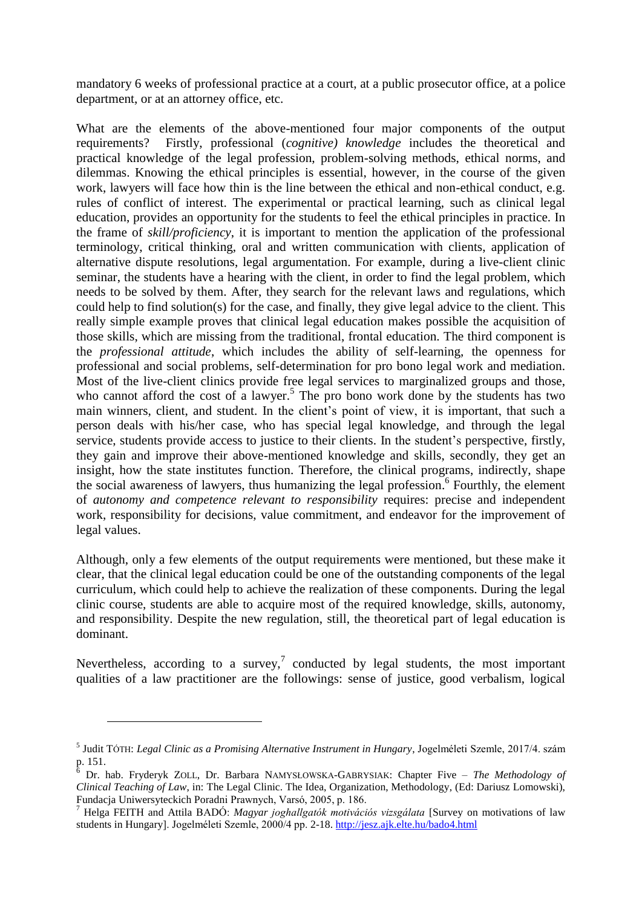mandatory 6 weeks of professional practice at a court, at a public prosecutor office, at a police department, or at an attorney office, etc.

What are the elements of the above-mentioned four major components of the output requirements? Firstly, professional (*cognitive) knowledge* includes the theoretical and practical knowledge of the legal profession, problem-solving methods, ethical norms, and dilemmas. Knowing the ethical principles is essential, however, in the course of the given work, lawyers will face how thin is the line between the ethical and non-ethical conduct, e.g. rules of conflict of interest. The experimental or practical learning, such as clinical legal education, provides an opportunity for the students to feel the ethical principles in practice. In the frame of *skill/proficiency*, it is important to mention the application of the professional terminology, critical thinking, oral and written communication with clients, application of alternative dispute resolutions, legal argumentation. For example, during a live-client clinic seminar, the students have a hearing with the client, in order to find the legal problem, which needs to be solved by them. After, they search for the relevant laws and regulations, which could help to find solution(s) for the case, and finally, they give legal advice to the client. This really simple example proves that clinical legal education makes possible the acquisition of those skills, which are missing from the traditional, frontal education. The third component is the *professional attitude*, which includes the ability of self-learning, the openness for professional and social problems, self-determination for pro bono legal work and mediation. Most of the live-client clinics provide free legal services to marginalized groups and those, who cannot afford the cost of a lawyer.[5] The pro bono work done by the students has two main winners, client, and student. In the client's point of view, it is important, that such a person deals with his/her case, who has special legal knowledge, and through the legal service, students provide access to justice to their clients. In the student's perspective, firstly, they gain and improve their above-mentioned knowledge and skills, secondly, they get an insight, how the state institutes function. Therefore, the clinical programs, indirectly, shape the social awareness of lawyers, thus humanizing the legal profession.[6] Fourthly, the element of *autonomy and competence relevant to responsibility* requires: precise and independent work, responsibility for decisions, value commitment, and endeavor for the improvement of legal values.

Although, only a few elements of the output requirements were mentioned, but these make it clear, that the clinical legal education could be one of the outstanding components of the legal curriculum, which could help to achieve the realization of these components. During the legal clinic course, students are able to acquire most of the required knowledge, skills, autonomy, and responsibility. Despite the new regulation, still, the theoretical part of legal education is dominant.

Nevertheless, according to a survey,[7] conducted by legal students, the most important qualities of a law practitioner are the followings: sense of justice, good verbalism, logical

---

[5] Judit TÓTH: *Legal Clinic as a Promising Alternative Instrument in Hungary*, Jogelméleti Szemle, 2017/4. szám p. 151.

[6] Dr. hab. Fryderyk ZOLL, Dr. Barbara NAMYSŁOWSKA-GABRYSIAK: Chapter Five – *The Methodology of Clinical Teaching of Law*, in: The Legal Clinic. The Idea, Organization, Methodology, (Ed: Dariusz Lomowski), Fundacja Uniwersyteckich Poradni Prawnych, Varsó, 2005, p. 186.

[7] Helga FEITH and Attila BADÓ: *Magyar joghallgatók motivációs vizsgálata* [Survey on motivations of law students in Hungary]. Jogelméleti Szemle, 2000/4 pp. 2-18. http://jesz.ajk.elte.hu/bado4.html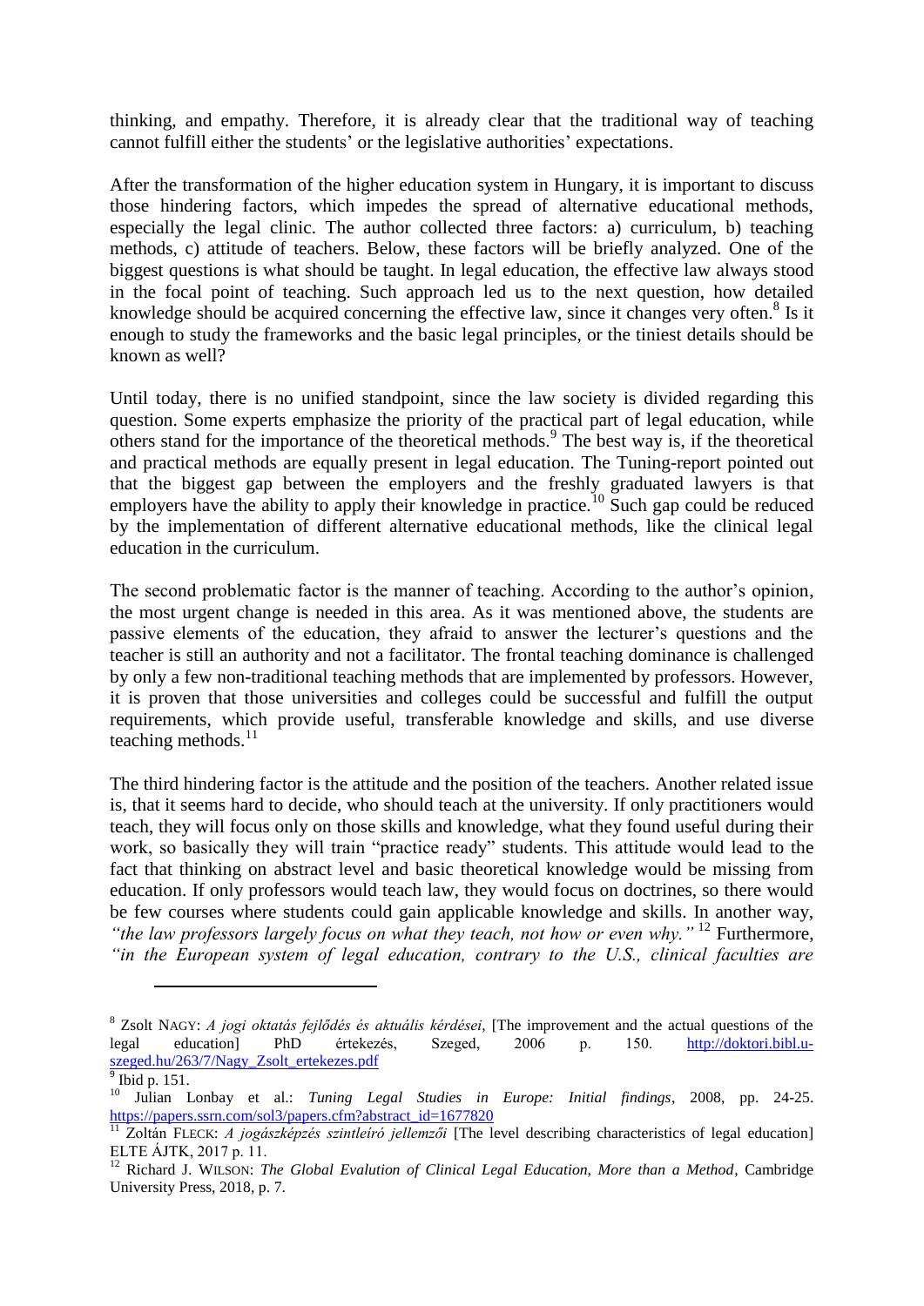thinking, and empathy. Therefore, it is already clear that the traditional way of teaching cannot fulfill either the students' or the legislative authorities' expectations.

After the transformation of the higher education system in Hungary, it is important to discuss those hindering factors, which impedes the spread of alternative educational methods, especially the legal clinic. The author collected three factors: a) curriculum, b) teaching methods, c) attitude of teachers. Below, these factors will be briefly analyzed. One of the biggest questions is what should be taught. In legal education, the effective law always stood in the focal point of teaching. Such approach led us to the next question, how detailed knowledge should be acquired concerning the effective law, since it changes very often.[8] Is it enough to study the frameworks and the basic legal principles, or the tiniest details should be known as well?

Until today, there is no unified standpoint, since the law society is divided regarding this question. Some experts emphasize the priority of the practical part of legal education, while others stand for the importance of the theoretical methods.[9] The best way is, if the theoretical and practical methods are equally present in legal education. The Tuning-report pointed out that the biggest gap between the employers and the freshly graduated lawyers is that employers have the ability to apply their knowledge in practice.[10] Such gap could be reduced by the implementation of different alternative educational methods, like the clinical legal education in the curriculum.

The second problematic factor is the manner of teaching. According to the author's opinion, the most urgent change is needed in this area. As it was mentioned above, the students are passive elements of the education, they afraid to answer the lecturer's questions and the teacher is still an authority and not a facilitator. The frontal teaching dominance is challenged by only a few non-traditional teaching methods that are implemented by professors. However, it is proven that those universities and colleges could be successful and fulfill the output requirements, which provide useful, transferable knowledge and skills, and use diverse teaching methods.[11]

The third hindering factor is the attitude and the position of the teachers. Another related issue is, that it seems hard to decide, who should teach at the university. If only practitioners would teach, they will focus only on those skills and knowledge, what they found useful during their work, so basically they will train "practice ready" students. This attitude would lead to the fact that thinking on abstract level and basic theoretical knowledge would be missing from education. If only professors would teach law, they would focus on doctrines, so there would be few courses where students could gain applicable knowledge and skills. In another way, *"the law professors largely focus on what they teach, not how or even why."* [12] Furthermore, *"in the European system of legal education, contrary to the U.S., clinical faculties are*

---

[8] Zsolt NAGY: *A jogi oktatás fejlődés és aktuális kérdései*, [The improvement and the actual questions of the legal education] PhD értekezés, Szeged, 2006 p. 150. http://doktori.bibl.u-szeged.hu/263/7/Nagy_Zsolt_ertekezes.pdf

[9] Ibid p. 151.

[10] Julian Lonbay et al.: *Tuning Legal Studies in Europe: Initial findings*, 2008, pp. 24-25. https://papers.ssrn.com/sol3/papers.cfm?abstract_id=1677820

[11] Zoltán FLECK: *A jogászképzés szintleíró jellemzői* [The level describing characteristics of legal education] ELTE ÁJTK, 2017 p. 11.

[12] Richard J. WILSON: *The Global Evalution of Clinical Legal Education, More than a Method*, Cambridge University Press, 2018, p. 7.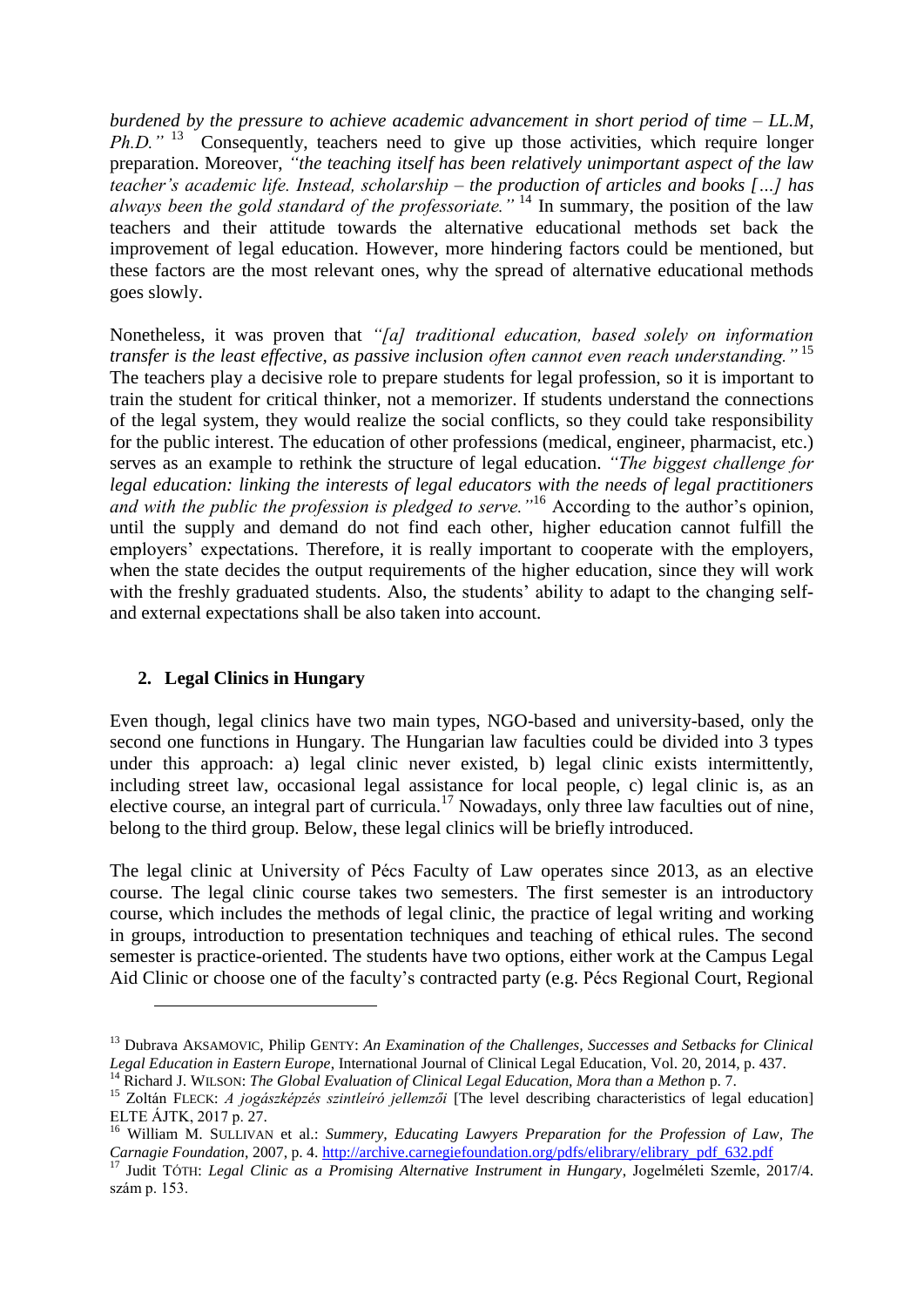*burdened by the pressure to achieve academic advancement in short period of time – LL.M, Ph.D."* [13] Consequently, teachers need to give up those activities, which require longer preparation. Moreover, *"the teaching itself has been relatively unimportant aspect of the law teacher's academic life. Instead, scholarship – the production of articles and books […] has always been the gold standard of the professoriate."* [14] In summary, the position of the law teachers and their attitude towards the alternative educational methods set back the improvement of legal education. However, more hindering factors could be mentioned, but these factors are the most relevant ones, why the spread of alternative educational methods goes slowly.

Nonetheless, it was proven that *"[a] traditional education, based solely on information transfer is the least effective, as passive inclusion often cannot even reach understanding."* [15] The teachers play a decisive role to prepare students for legal profession, so it is important to train the student for critical thinker, not a memorizer. If students understand the connections of the legal system, they would realize the social conflicts, so they could take responsibility for the public interest. The education of other professions (medical, engineer, pharmacist, etc.) serves as an example to rethink the structure of legal education. *"The biggest challenge for legal education: linking the interests of legal educators with the needs of legal practitioners and with the public the profession is pledged to serve."* [16] According to the author's opinion, until the supply and demand do not find each other, higher education cannot fulfill the employers' expectations. Therefore, it is really important to cooperate with the employers, when the state decides the output requirements of the higher education, since they will work with the freshly graduated students. Also, the students' ability to adapt to the changing self- and external expectations shall be also taken into account.

## 2. Legal Clinics in Hungary

Even though, legal clinics have two main types, NGO-based and university-based, only the second one functions in Hungary. The Hungarian law faculties could be divided into 3 types under this approach: a) legal clinic never existed, b) legal clinic exists intermittently, including street law, occasional legal assistance for local people, c) legal clinic is, as an elective course, an integral part of curricula.[17] Nowadays, only three law faculties out of nine, belong to the third group. Below, these legal clinics will be briefly introduced.

The legal clinic at University of Pécs Faculty of Law operates since 2013, as an elective course. The legal clinic course takes two semesters. The first semester is an introductory course, which includes the methods of legal clinic, the practice of legal writing and working in groups, introduction to presentation techniques and teaching of ethical rules. The second semester is practice-oriented. The students have two options, either work at the Campus Legal Aid Clinic or choose one of the faculty's contracted party (e.g. Pécs Regional Court, Regional

---

[13] Dubrava AKSAMOVIC, Philip GENTY: *An Examination of the Challenges, Successes and Setbacks for Clinical Legal Education in Eastern Europe*, International Journal of Clinical Legal Education, Vol. 20, 2014, p. 437.

[14] Richard J. WILSON: *The Global Evaluation of Clinical Legal Education, Mora than a Methon* p. 7.

[15] Zoltán FLECK: *A jogászképzés szintleíró jellemzői* [The level describing characteristics of legal education] ELTE ÁJTK, 2017 p. 27.

[16] William M. SULLIVAN et al.: *Summery, Educating Lawyers Preparation for the Profession of Law, The Carnagie Foundation*, 2007, p. 4. http://archive.carnegiefoundation.org/pdfs/elibrary/elibrary_pdf_632.pdf

[17] Judit TÓTH: *Legal Clinic as a Promising Alternative Instrument in Hungary*, Jogelméleti Szemle, 2017/4. szám p. 153.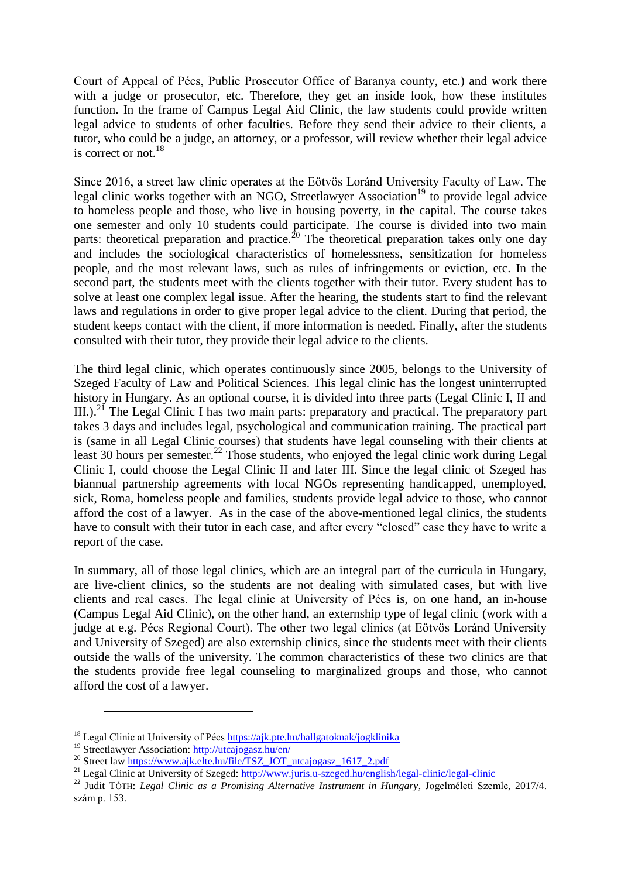Court of Appeal of Pécs, Public Prosecutor Office of Baranya county, etc.) and work there with a judge or prosecutor, etc. Therefore, they get an inside look, how these institutes function. In the frame of Campus Legal Aid Clinic, the law students could provide written legal advice to students of other faculties. Before they send their advice to their clients, a tutor, who could be a judge, an attorney, or a professor, will review whether their legal advice is correct or not.[18]

Since 2016, a street law clinic operates at the Eötvös Loránd University Faculty of Law. The legal clinic works together with an NGO, Streetlawyer Association[19] to provide legal advice to homeless people and those, who live in housing poverty, in the capital. The course takes one semester and only 10 students could participate. The course is divided into two main parts: theoretical preparation and practice.[20] The theoretical preparation takes only one day and includes the sociological characteristics of homelessness, sensitization for homeless people, and the most relevant laws, such as rules of infringements or eviction, etc. In the second part, the students meet with the clients together with their tutor. Every student has to solve at least one complex legal issue. After the hearing, the students start to find the relevant laws and regulations in order to give proper legal advice to the client. During that period, the student keeps contact with the client, if more information is needed. Finally, after the students consulted with their tutor, they provide their legal advice to the clients.

The third legal clinic, which operates continuously since 2005, belongs to the University of Szeged Faculty of Law and Political Sciences. This legal clinic has the longest uninterrupted history in Hungary. As an optional course, it is divided into three parts (Legal Clinic I, II and III.).[21] The Legal Clinic I has two main parts: preparatory and practical. The preparatory part takes 3 days and includes legal, psychological and communication training. The practical part is (same in all Legal Clinic courses) that students have legal counseling with their clients at least 30 hours per semester.[22] Those students, who enjoyed the legal clinic work during Legal Clinic I, could choose the Legal Clinic II and later III. Since the legal clinic of Szeged has biannual partnership agreements with local NGOs representing handicapped, unemployed, sick, Roma, homeless people and families, students provide legal advice to those, who cannot afford the cost of a lawyer. As in the case of the above-mentioned legal clinics, the students have to consult with their tutor in each case, and after every "closed" case they have to write a report of the case.

In summary, all of those legal clinics, which are an integral part of the curricula in Hungary, are live-client clinics, so the students are not dealing with simulated cases, but with live clients and real cases. The legal clinic at University of Pécs is, on one hand, an in-house (Campus Legal Aid Clinic), on the other hand, an externship type of legal clinic (work with a judge at e.g. Pécs Regional Court). The other two legal clinics (at Eötvös Loránd University and University of Szeged) are also externship clinics, since the students meet with their clients outside the walls of the university. The common characteristics of these two clinics are that the students provide free legal counseling to marginalized groups and those, who cannot afford the cost of a lawyer.

---

[18] Legal Clinic at University of Pécs https://ajk.pte.hu/hallgatoknak/jogklinika

[19] Streetlawyer Association: http://utcajogasz.hu/en/

[20] Street law https://www.ajk.elte.hu/file/TSZ_JOT_utcajogasz_1617_2.pdf

[21] Legal Clinic at University of Szeged: http://www.juris.u-szeged.hu/english/legal-clinic/legal-clinic

[22] Judit TÓTH: *Legal Clinic as a Promising Alternative Instrument in Hungary*, Jogelméleti Szemle, 2017/4. szám p. 153.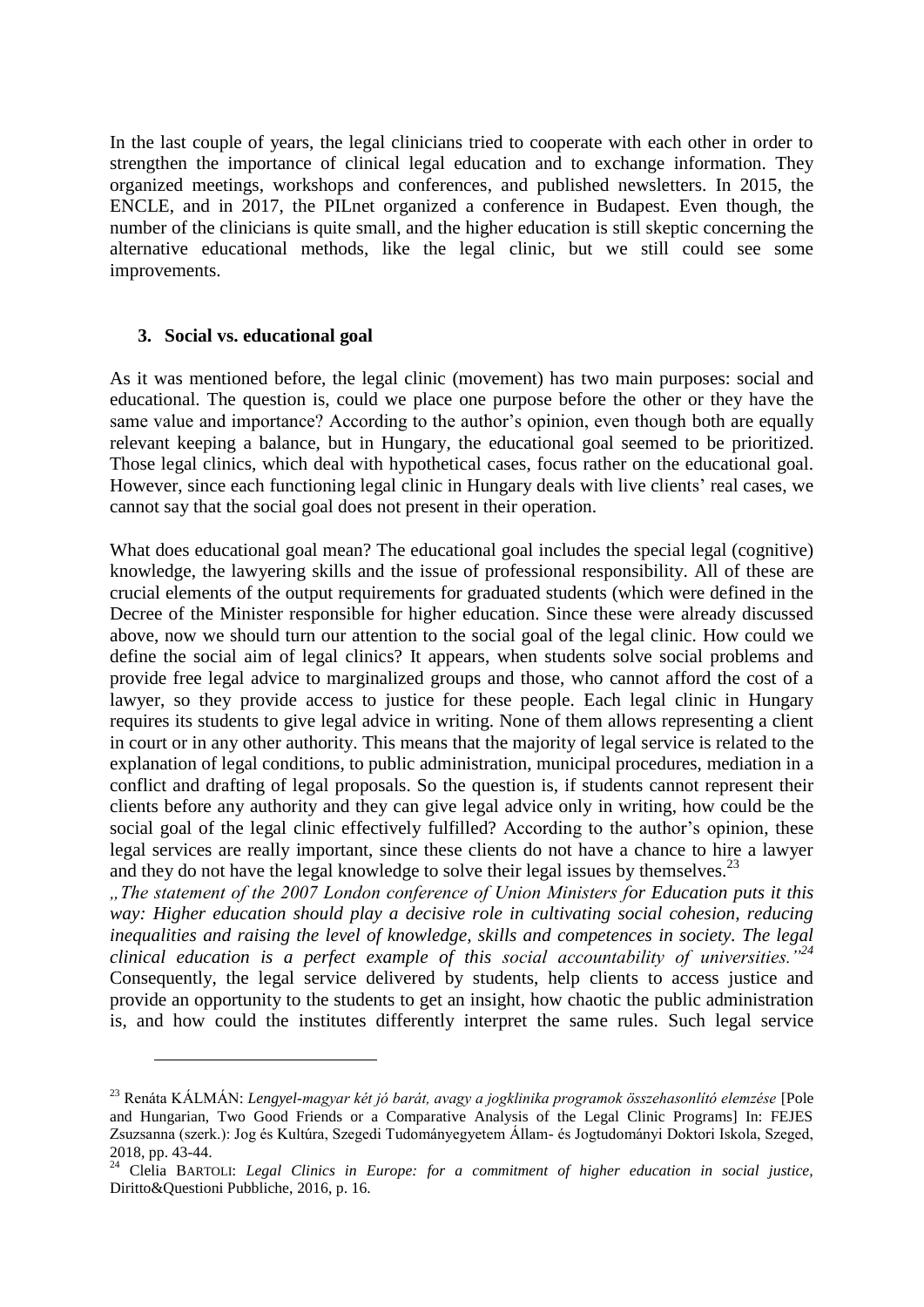In the last couple of years, the legal clinicians tried to cooperate with each other in order to strengthen the importance of clinical legal education and to exchange information. They organized meetings, workshops and conferences, and published newsletters. In 2015, the ENCLE, and in 2017, the PILnet organized a conference in Budapest. Even though, the number of the clinicians is quite small, and the higher education is still skeptic concerning the alternative educational methods, like the legal clinic, but we still could see some improvements.

## 3. Social vs. educational goal

As it was mentioned before, the legal clinic (movement) has two main purposes: social and educational. The question is, could we place one purpose before the other or they have the same value and importance? According to the author's opinion, even though both are equally relevant keeping a balance, but in Hungary, the educational goal seemed to be prioritized. Those legal clinics, which deal with hypothetical cases, focus rather on the educational goal. However, since each functioning legal clinic in Hungary deals with live clients' real cases, we cannot say that the social goal does not present in their operation.

What does educational goal mean? The educational goal includes the special legal (cognitive) knowledge, the lawyering skills and the issue of professional responsibility. All of these are crucial elements of the output requirements for graduated students (which were defined in the Decree of the Minister responsible for higher education. Since these were already discussed above, now we should turn our attention to the social goal of the legal clinic. How could we define the social aim of legal clinics? It appears, when students solve social problems and provide free legal advice to marginalized groups and those, who cannot afford the cost of a lawyer, so they provide access to justice for these people. Each legal clinic in Hungary requires its students to give legal advice in writing. None of them allows representing a client in court or in any other authority. This means that the majority of legal service is related to the explanation of legal conditions, to public administration, municipal procedures, mediation in a conflict and drafting of legal proposals. So the question is, if students cannot represent their clients before any authority and they can give legal advice only in writing, how could be the social goal of the legal clinic effectively fulfilled? According to the author's opinion, these legal services are really important, since these clients do not have a chance to hire a lawyer and they do not have the legal knowledge to solve their legal issues by themselves.[23]

*„The statement of the 2007 London conference of Union Ministers for Education puts it this way: Higher education should play a decisive role in cultivating social cohesion, reducing inequalities and raising the level of knowledge, skills and competences in society. The legal clinical education is a perfect example of this social accountability of universities."*[24]
Consequently, the legal service delivered by students, help clients to access justice and provide an opportunity to the students to get an insight, how chaotic the public administration is, and how could the institutes differently interpret the same rules. Such legal service

---

[23] Renáta KÁLMÁN: *Lengyel-magyar két jó barát, avagy a jogklinika programok összehasonlító elemzése* [Pole and Hungarian, Two Good Friends or a Comparative Analysis of the Legal Clinic Programs] In: FEJES Zsuzsanna (szerk.): Jog és Kultúra, Szegedi Tudományegyetem Állam- és Jogtudományi Doktori Iskola, Szeged, 2018, pp. 43-44.

[24] Clelia BARTOLI: *Legal Clinics in Europe: for a commitment of higher education in social justice,* Diritto&Questioni Pubbliche, 2016, p. 16.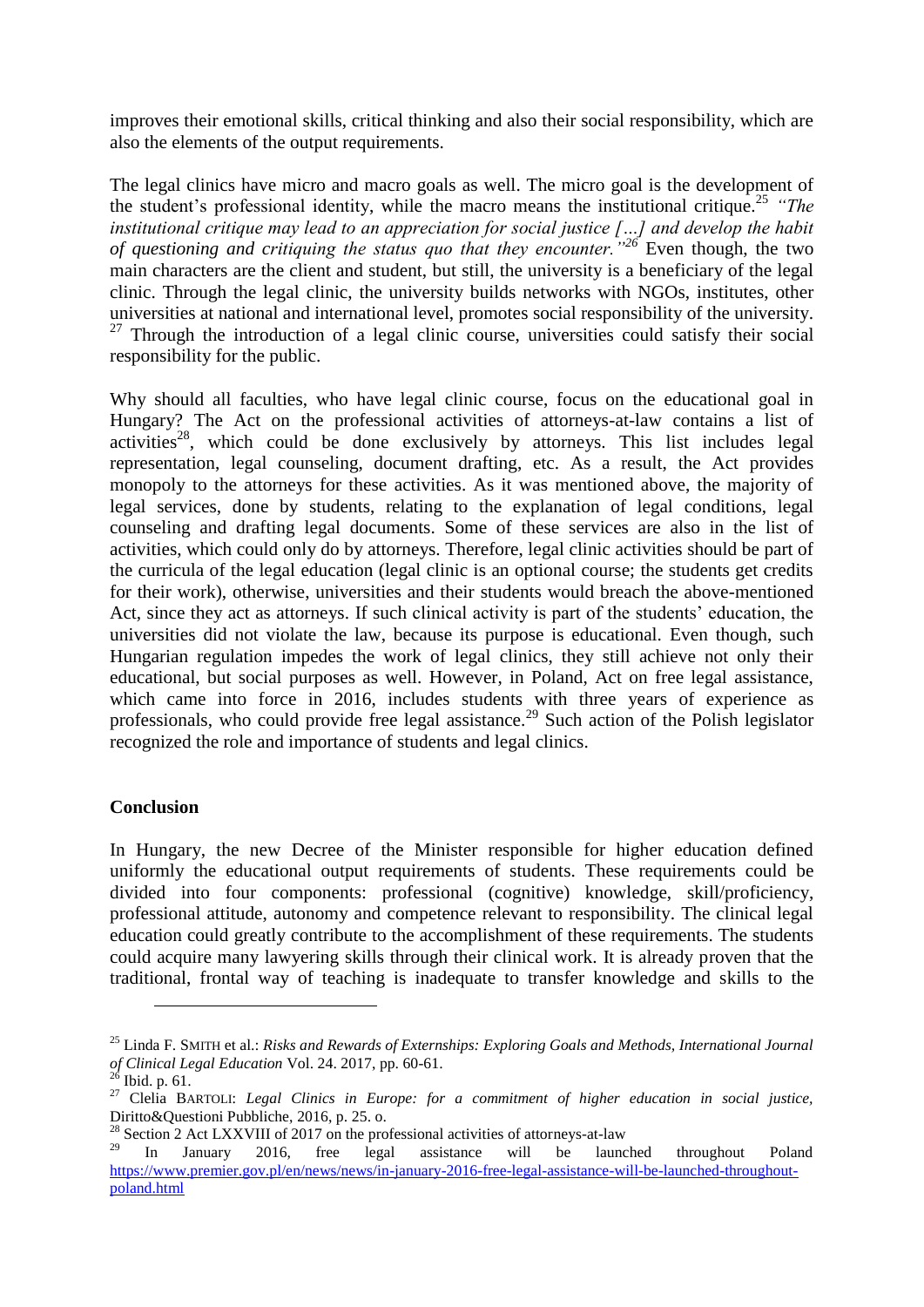improves their emotional skills, critical thinking and also their social responsibility, which are also the elements of the output requirements.

The legal clinics have micro and macro goals as well. The micro goal is the development of the student's professional identity, while the macro means the institutional critique.[25] *"The institutional critique may lead to an appreciation for social justice [...] and develop the habit of questioning and critiquing the status quo that they encounter."*[26] Even though, the two main characters are the client and student, but still, the university is a beneficiary of the legal clinic. Through the legal clinic, the university builds networks with NGOs, institutes, other universities at national and international level, promotes social responsibility of the university.[27] Through the introduction of a legal clinic course, universities could satisfy their social responsibility for the public.

Why should all faculties, who have legal clinic course, focus on the educational goal in Hungary? The Act on the professional activities of attorneys-at-law contains a list of activities[28], which could be done exclusively by attorneys. This list includes legal representation, legal counseling, document drafting, etc. As a result, the Act provides monopoly to the attorneys for these activities. As it was mentioned above, the majority of legal services, done by students, relating to the explanation of legal conditions, legal counseling and drafting legal documents. Some of these services are also in the list of activities, which could only do by attorneys. Therefore, legal clinic activities should be part of the curricula of the legal education (legal clinic is an optional course; the students get credits for their work), otherwise, universities and their students would breach the above-mentioned Act, since they act as attorneys. If such clinical activity is part of the students' education, the universities did not violate the law, because its purpose is educational. Even though, such Hungarian regulation impedes the work of legal clinics, they still achieve not only their educational, but social purposes as well. However, in Poland, Act on free legal assistance, which came into force in 2016, includes students with three years of experience as professionals, who could provide free legal assistance.[29] Such action of the Polish legislator recognized the role and importance of students and legal clinics.

## Conclusion

In Hungary, the new Decree of the Minister responsible for higher education defined uniformly the educational output requirements of students. These requirements could be divided into four components: professional (cognitive) knowledge, skill/proficiency, professional attitude, autonomy and competence relevant to responsibility. The clinical legal education could greatly contribute to the accomplishment of these requirements. The students could acquire many lawyering skills through their clinical work. It is already proven that the traditional, frontal way of teaching is inadequate to transfer knowledge and skills to the

---

[25] Linda F. SMITH et al.: *Risks and Rewards of Externships: Exploring Goals and Methods, International Journal of Clinical Legal Education* Vol. 24. 2017, pp. 60-61.

[26] Ibid. p. 61.

[27] Clelia BARTOLI: *Legal Clinics in Europe: for a commitment of higher education in social justice,* Diritto&Questioni Pubbliche, 2016, p. 25. o.

[28] Section 2 Act LXXVIII of 2017 on the professional activities of attorneys-at-law

[29] In January 2016, free legal assistance will be launched throughout Poland https://www.premier.gov.pl/en/news/news/in-january-2016-free-legal-assistance-will-be-launched-throughout-poland.html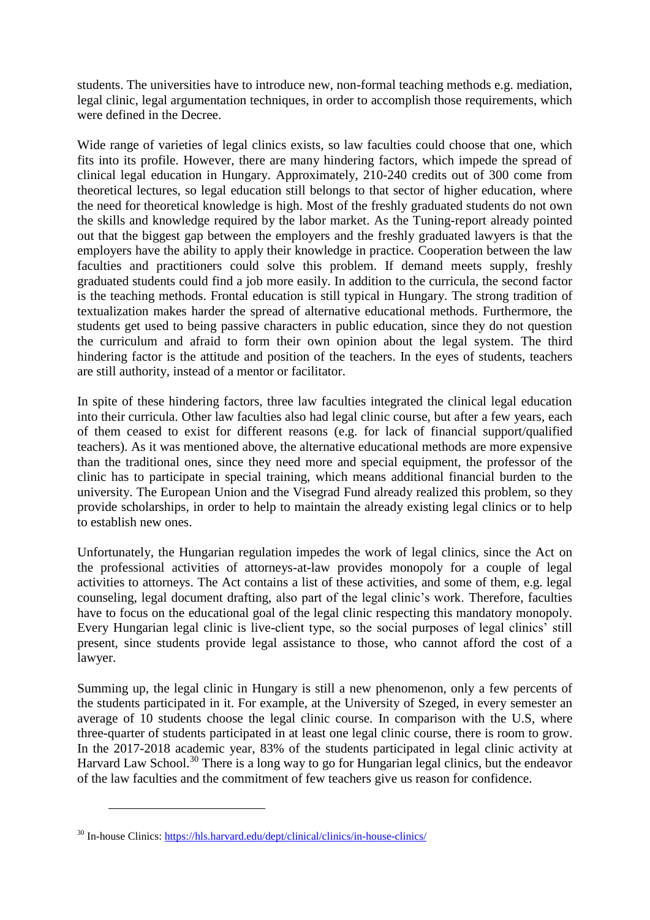students. The universities have to introduce new, non-formal teaching methods e.g. mediation, legal clinic, legal argumentation techniques, in order to accomplish those requirements, which were defined in the Decree.

Wide range of varieties of legal clinics exists, so law faculties could choose that one, which fits into its profile. However, there are many hindering factors, which impede the spread of clinical legal education in Hungary. Approximately, 210-240 credits out of 300 come from theoretical lectures, so legal education still belongs to that sector of higher education, where the need for theoretical knowledge is high. Most of the freshly graduated students do not own the skills and knowledge required by the labor market. As the Tuning-report already pointed out that the biggest gap between the employers and the freshly graduated lawyers is that the employers have the ability to apply their knowledge in practice. Cooperation between the law faculties and practitioners could solve this problem. If demand meets supply, freshly graduated students could find a job more easily. In addition to the curricula, the second factor is the teaching methods. Frontal education is still typical in Hungary. The strong tradition of textualization makes harder the spread of alternative educational methods. Furthermore, the students get used to being passive characters in public education, since they do not question the curriculum and afraid to form their own opinion about the legal system. The third hindering factor is the attitude and position of the teachers. In the eyes of students, teachers are still authority, instead of a mentor or facilitator.

In spite of these hindering factors, three law faculties integrated the clinical legal education into their curricula. Other law faculties also had legal clinic course, but after a few years, each of them ceased to exist for different reasons (e.g. for lack of financial support/qualified teachers). As it was mentioned above, the alternative educational methods are more expensive than the traditional ones, since they need more and special equipment, the professor of the clinic has to participate in special training, which means additional financial burden to the university. The European Union and the Visegrad Fund already realized this problem, so they provide scholarships, in order to help to maintain the already existing legal clinics or to help to establish new ones.

Unfortunately, the Hungarian regulation impedes the work of legal clinics, since the Act on the professional activities of attorneys-at-law provides monopoly for a couple of legal activities to attorneys. The Act contains a list of these activities, and some of them, e.g. legal counseling, legal document drafting, also part of the legal clinic's work. Therefore, faculties have to focus on the educational goal of the legal clinic respecting this mandatory monopoly. Every Hungarian legal clinic is live-client type, so the social purposes of legal clinics' still present, since students provide legal assistance to those, who cannot afford the cost of a lawyer.

Summing up, the legal clinic in Hungary is still a new phenomenon, only a few percents of the students participated in it. For example, at the University of Szeged, in every semester an average of 10 students choose the legal clinic course. In comparison with the U.S, where three-quarter of students participated in at least one legal clinic course, there is room to grow. In the 2017-2018 academic year, 83% of the students participated in legal clinic activity at Harvard Law School.[30] There is a long way to go for Hungarian legal clinics, but the endeavor of the law faculties and the commitment of few teachers give us reason for confidence.

[30] In-house Clinics: https://hls.harvard.edu/dept/clinical/clinics/in-house-clinics/